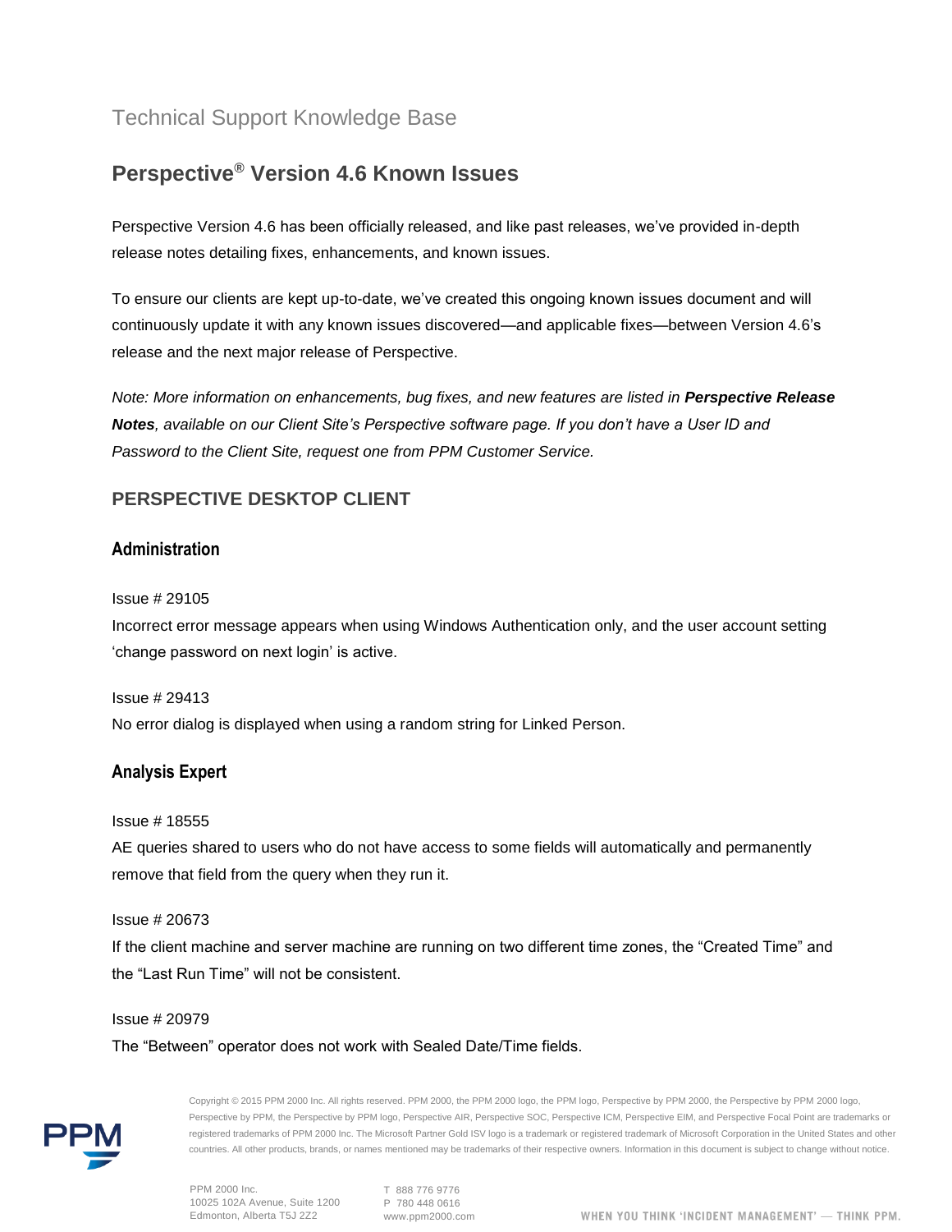Technical Support Knowledge Base

# Perspective® Version 4.6 Known Issues

Perspective Version 4.6 has been officially released, and like past releases, we've provided in-depth release notes detailing fixes, enhancements, and known issues.

To ensure our clients are kept up-to-date, we've created this ongoing known issues document and will continuously update it with any known issues discovered—and applicable fixes—between Version 4.6's release and the next major release of Perspective.

*Note: More information on enhancements, bug fixes, and new features are listed in **Perspective Release Notes**, available on our Client Site's Perspective software page. If you don't have a User ID and Password to the Client Site, request one from PPM Customer Service.*

## PERSPECTIVE DESKTOP CLIENT

### Administration

Issue # 29105
Incorrect error message appears when using Windows Authentication only, and the user account setting 'change password on next login' is active.

Issue # 29413
No error dialog is displayed when using a random string for Linked Person.

### Analysis Expert

Issue # 18555
AE queries shared to users who do not have access to some fields will automatically and permanently remove that field from the query when they run it.

Issue # 20673
If the client machine and server machine are running on two different time zones, the "Created Time" and the "Last Run Time" will not be consistent.

Issue # 20979
The "Between" operator does not work with Sealed Date/Time fields.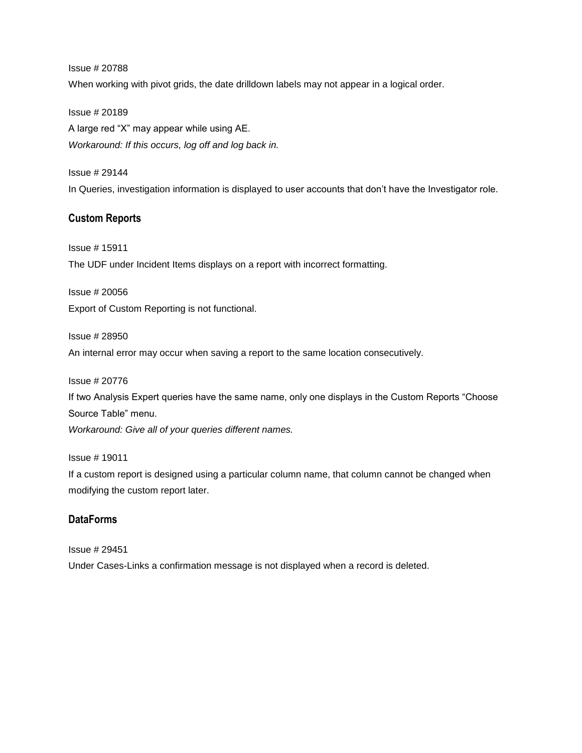Issue # 20788

When working with pivot grids, the date drilldown labels may not appear in a logical order.

Issue # 20189

A large red “X” may appear while using AE.

*Workaround: If this occurs, log off and log back in.*

Issue # 29144

In Queries, investigation information is displayed to user accounts that don’t have the Investigator role.

### Custom Reports

Issue # 15911

The UDF under Incident Items displays on a report with incorrect formatting.

Issue # 20056

Export of Custom Reporting is not functional.

Issue # 28950

An internal error may occur when saving a report to the same location consecutively.

Issue # 20776

If two Analysis Expert queries have the same name, only one displays in the Custom Reports “Choose Source Table” menu.

*Workaround: Give all of your queries different names.*

Issue # 19011

If a custom report is designed using a particular column name, that column cannot be changed when modifying the custom report later.

### DataForms

Issue # 29451

Under Cases-Links a confirmation message is not displayed when a record is deleted.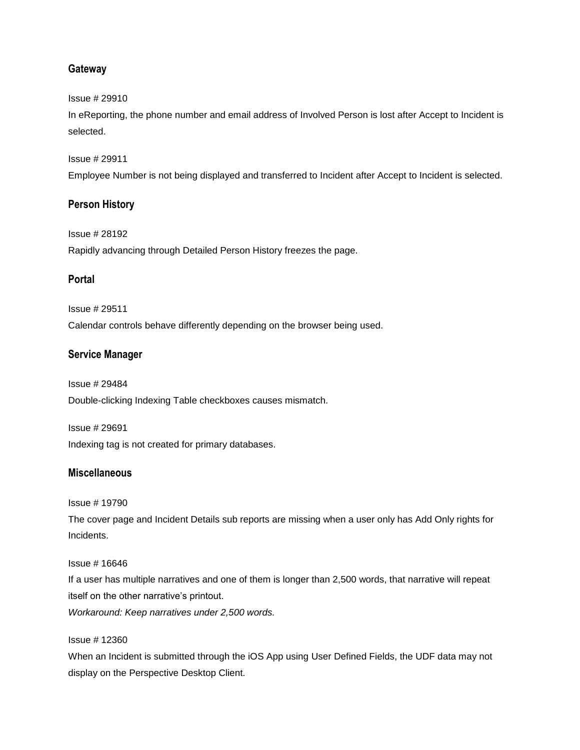### Gateway

Issue # 29910
In eReporting, the phone number and email address of Involved Person is lost after Accept to Incident is selected.

Issue # 29911
Employee Number is not being displayed and transferred to Incident after Accept to Incident is selected.

### Person History

Issue # 28192
Rapidly advancing through Detailed Person History freezes the page.

### Portal

Issue # 29511
Calendar controls behave differently depending on the browser being used.

### Service Manager

Issue # 29484
Double-clicking Indexing Table checkboxes causes mismatch.

Issue # 29691
Indexing tag is not created for primary databases.

### Miscellaneous

Issue # 19790
The cover page and Incident Details sub reports are missing when a user only has Add Only rights for Incidents.

Issue # 16646
If a user has multiple narratives and one of them is longer than 2,500 words, that narrative will repeat itself on the other narrative's printout.
*Workaround: Keep narratives under 2,500 words.*

Issue # 12360
When an Incident is submitted through the iOS App using User Defined Fields, the UDF data may not display on the Perspective Desktop Client.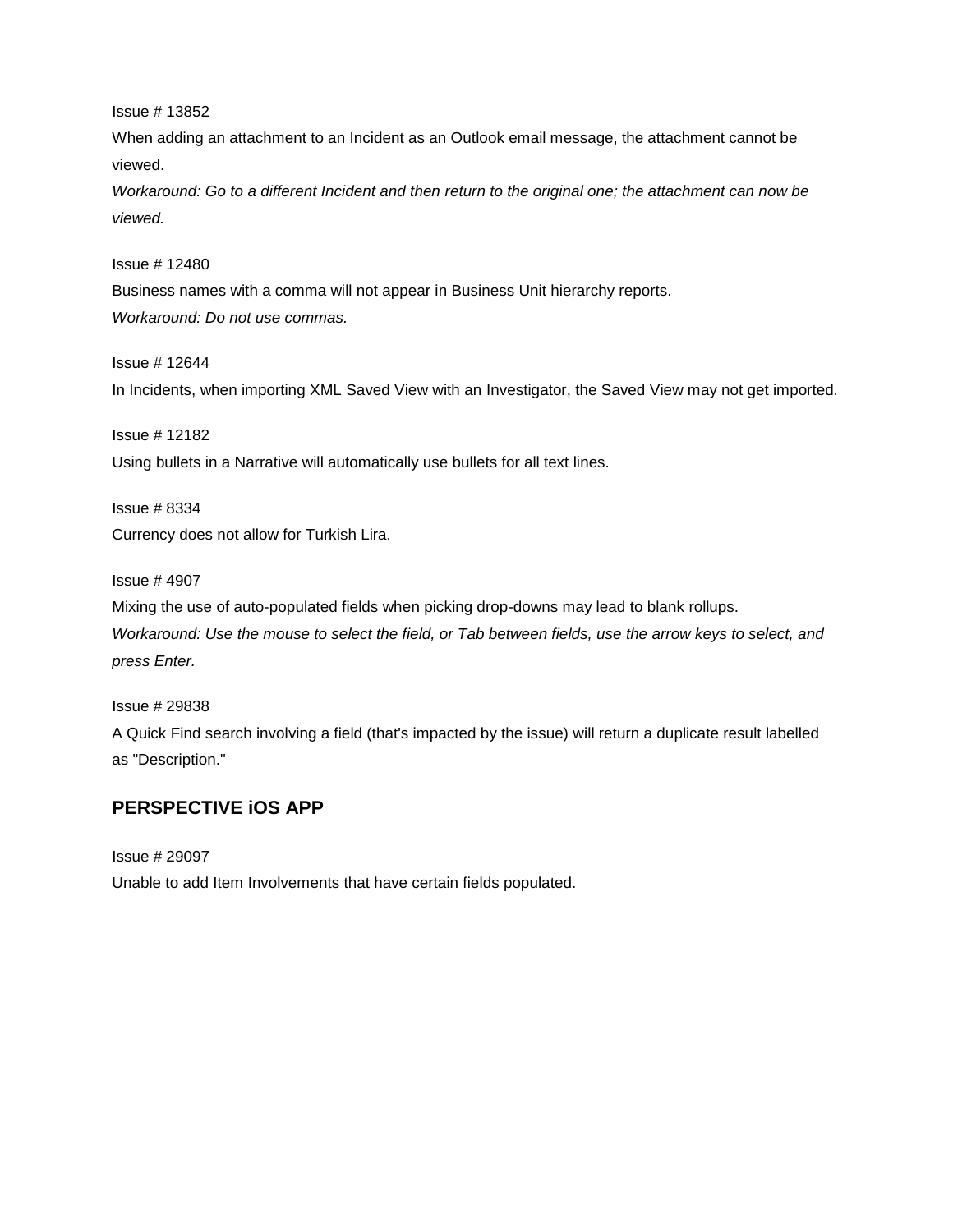Issue # 13852

When adding an attachment to an Incident as an Outlook email message, the attachment cannot be viewed.

*Workaround: Go to a different Incident and then return to the original one; the attachment can now be viewed.*

Issue # 12480

Business names with a comma will not appear in Business Unit hierarchy reports.

*Workaround: Do not use commas.*

Issue # 12644

In Incidents, when importing XML Saved View with an Investigator, the Saved View may not get imported.

Issue # 12182

Using bullets in a Narrative will automatically use bullets for all text lines.

Issue # 8334

Currency does not allow for Turkish Lira.

Issue # 4907

Mixing the use of auto-populated fields when picking drop-downs may lead to blank rollups.

*Workaround: Use the mouse to select the field, or Tab between fields, use the arrow keys to select, and press Enter.*

Issue # 29838

A Quick Find search involving a field (that's impacted by the issue) will return a duplicate result labelled as "Description."

## PERSPECTIVE iOS APP

Issue # 29097

Unable to add Item Involvements that have certain fields populated.